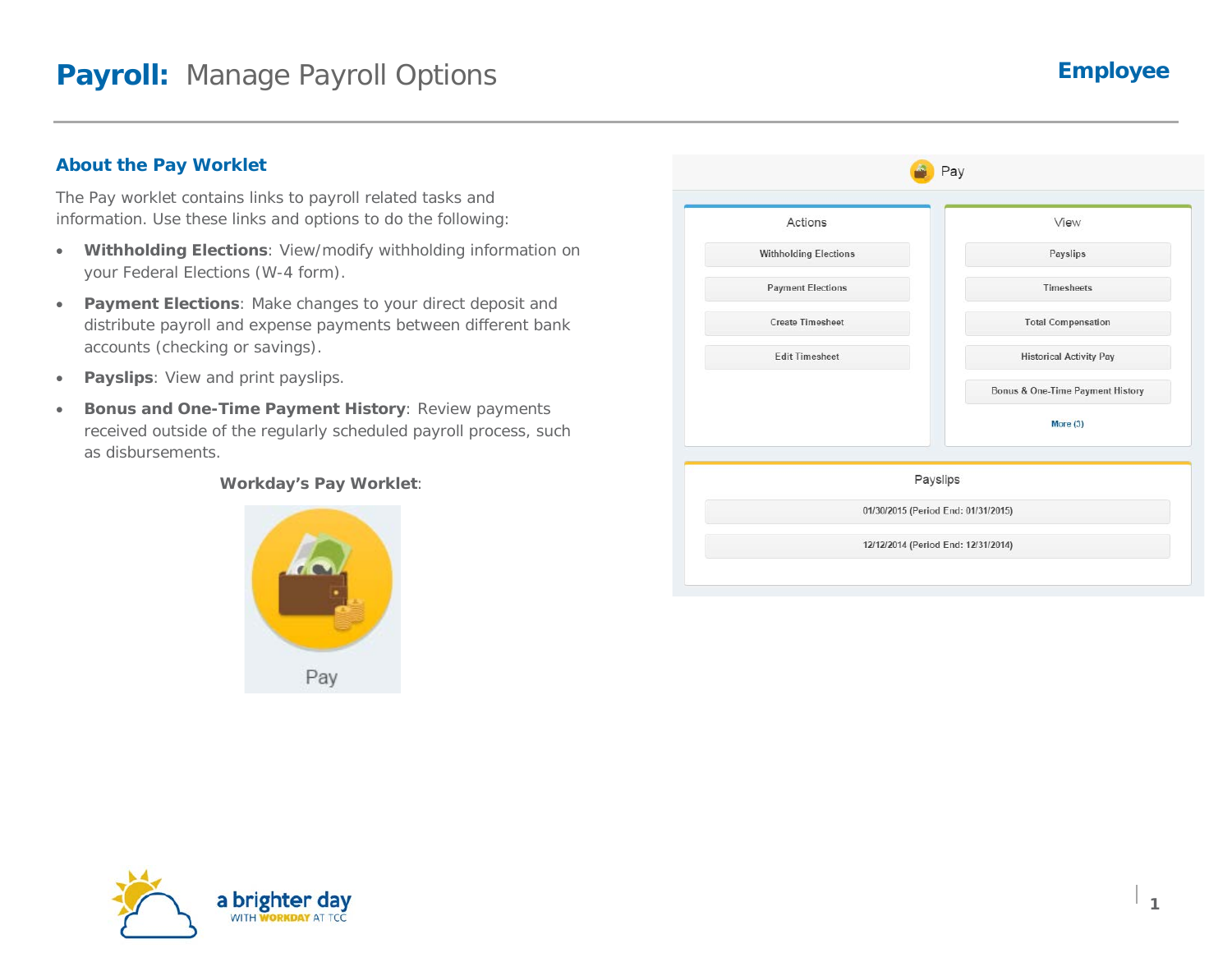# **Payroll:** Manage Payroll Options

**Employee**

## About the Pay Worklet

The Pay worklet contains links to payroll related tasks and information. Use these links and options to do the following:

- **Withholding Elections**: View/modify withholding information on your Federal Elections (W-4 form).
- **Payment Elections**: Make changes to your direct deposit and distribute payroll and expense payments between different bank accounts (checking or savings).
- **Payslips**: View and print payslips.
- **Bonus and One-Time Payment History**: Review payments received outside of the regularly scheduled payroll process, such as disbursements.

**Workday's Pay Worklet**:

Pay

Pay

| Actions | View |
| --- | --- |
| Withholding Elections | Payslips |
| Payment Elections | Timesheets |
| Create Timesheet | Total Compensation |
| Edit Timesheet | Historical Activity Pay |
| | Bonus & One-Time Payment History |
| | More (3) |

| Payslips |
| --- |
| 01/30/2015 (Period End: 01/31/2015) |
| 12/12/2014 (Period End: 12/31/2014) |

a brighter day WITH WORKDAY AT TCC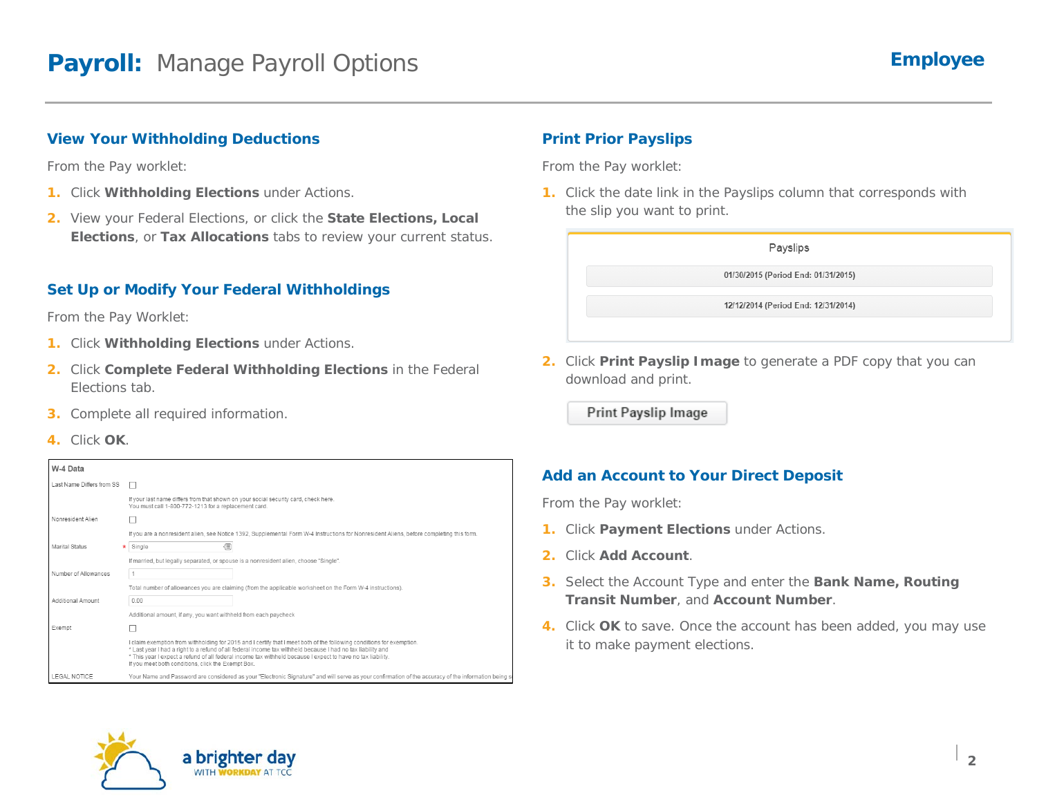# **Payroll:** Manage Payroll Options

**Employee**

## View Your Withholding Deductions

From the Pay worklet:

1. Click **Withholding Elections** under Actions.
2. View your Federal Elections, or click the **State Elections, Local Elections**, or **Tax Allocations** tabs to review your current status.

## Set Up or Modify Your Federal Withholdings

From the Pay Worklet:

1. Click **Withholding Elections** under Actions.
2. Click **Complete Federal Withholding Elections** in the Federal Elections tab.
3. Complete all required information.
4. Click **OK**.

W-4 Data

| | |
|---|---|
| Last Name Differs from SS | ☐ If your last name differs from that shown on your social security card, check here. You must call 1-800-772-1213 for a replacement card. |
| Nonresident Alien | ☐ If you are a nonresident alien, see Notice 1392, Supplemental Form W-4 Instructions for Nonresident Aliens, before completing this form. |
| Marital Status * | Single — If married, but legally separated, or spouse is a nonresident alien, choose "Single". |
| Number of Allowances | 1 — Total number of allowances you are claiming (from the applicable worksheet on the Form W-4 instructions). |
| Additional Amount | 0.00 — Additional amount, if any, you want withheld from each paycheck |
| Exempt | ☐ I claim exemption from withholding for 2015 and I certify that I meet both of the following conditions for exemption. * Last year I had a right to a refund of all federal income tax withheld because I had no tax liability and * This year I expect a refund of all federal income tax withheld because I expect to have no tax liability. If you meet both conditions, click the Exempt Box. |
| LEGAL NOTICE | Your Name and Password are considered as your "Electronic Signature" and will serve as your confirmation of the accuracy of the information being s |

## Print Prior Payslips

From the Pay worklet:

1. Click the date link in the Payslips column that corresponds with the slip you want to print.

| Payslips |
|---|
| 01/30/2015 (Period End: 01/31/2015) |
| 12/12/2014 (Period End: 12/31/2014) |

2. Click **Print Payslip Image** to generate a PDF copy that you can download and print.

Print Payslip Image

## Add an Account to Your Direct Deposit

From the Pay worklet:

1. Click **Payment Elections** under Actions.
2. Click **Add Account**.
3. Select the Account Type and enter the **Bank Name, Routing Transit Number**, and **Account Number**.
4. Click **OK** to save. Once the account has been added, you may use it to make payment elections.

a brighter day WITH WORKDAY AT TCC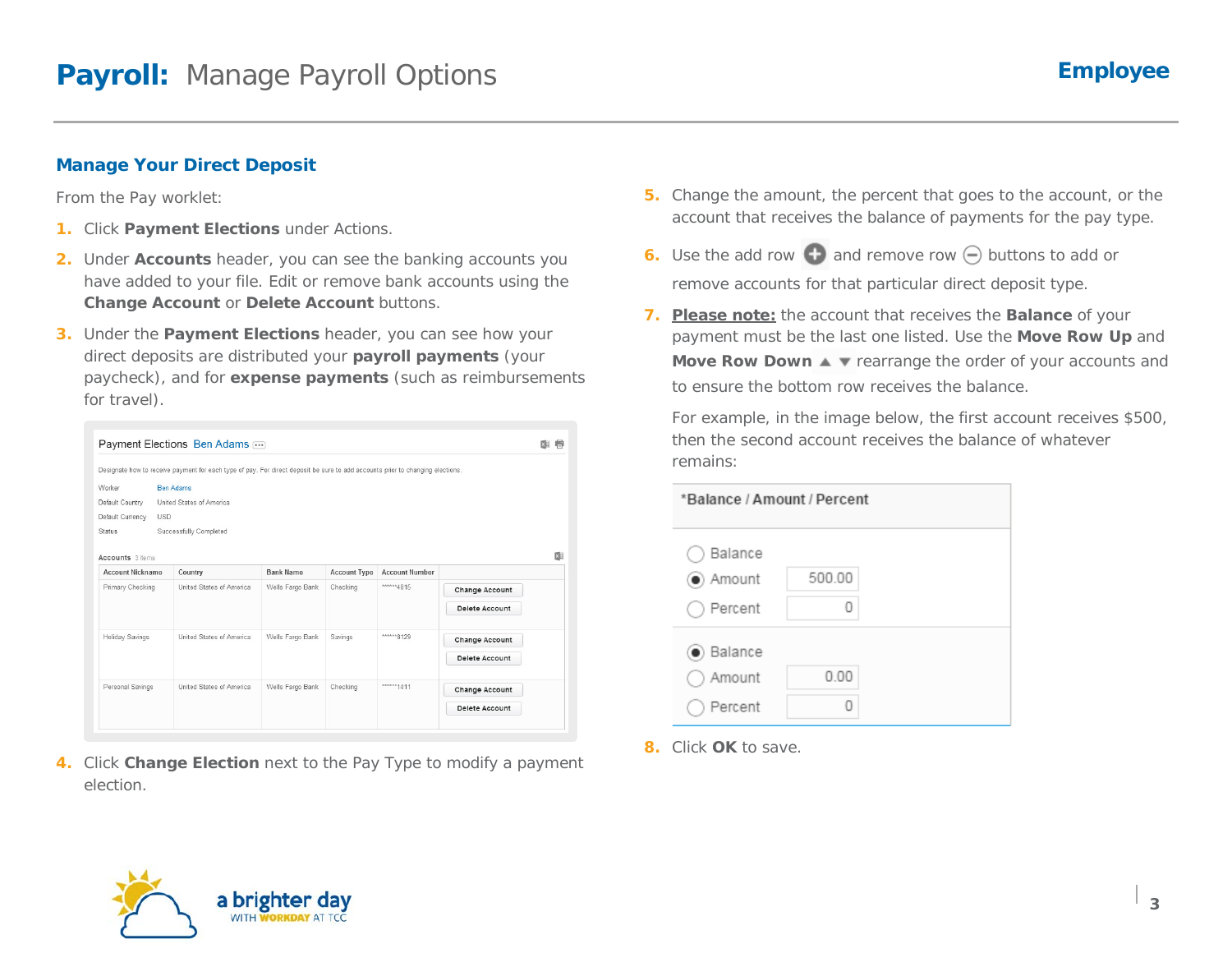# **Payroll:** Manage Payroll Options

**Employee**

## Manage Your Direct Deposit

From the Pay worklet:

1. Click **Payment Elections** under Actions.
2. Under **Accounts** header, you can see the banking accounts you have added to your file. Edit or remove bank accounts using the **Change Account** or **Delete Account** buttons.
3. Under the **Payment Elections** header, you can see how your direct deposits are distributed your **payroll payments** (your paycheck), and for **expense payments** (such as reimbursements for travel).

Payment Elections Ben Adams

Designate how to receive payment for each type of pay. For direct deposit be sure to add accounts prior to changing elections.

| | |
|---|---|
| Worker | Ben Adams |
| Default Country | United States of America |
| Default Currency | USD |
| Status | Successfully Completed |

Accounts 3 items

| Account Nickname | Country | Bank Name | Account Type | Account Number | |
|---|---|---|---|---|---|
| Primary Checking | United States of America | Wells Fargo Bank | Checking | ******4815 | Change Account / Delete Account |
| Holiday Savings | United States of America | Wells Fargo Bank | Savings | ******8129 | Change Account / Delete Account |
| Personal Savings | United States of America | Wells Fargo Bank | Checking | ******1411 | Change Account / Delete Account |

4. Click **Change Election** next to the Pay Type to modify a payment election.
5. Change the amount, the percent that goes to the account, or the account that receives the balance of payments for the pay type.
6. Use the add row and remove row buttons to add or remove accounts for that particular direct deposit type.
7. **Please note:** the account that receives the **Balance** of your payment must be the last one listed. Use the **Move Row Up** and **Move Row Down** ▲ ▼ rearrange the order of your accounts and to ensure the bottom row receives the balance.

   For example, in the image below, the first account receives $500, then the second account receives the balance of whatever remains:

*Balance / Amount / Percent

| | |
|---|---|
| ○ Balance | |
| ◉ Amount | 500.00 |
| ○ Percent | 0 |
| ◉ Balance | |
| ○ Amount | 0.00 |
| ○ Percent | 0 |

8. Click **OK** to save.